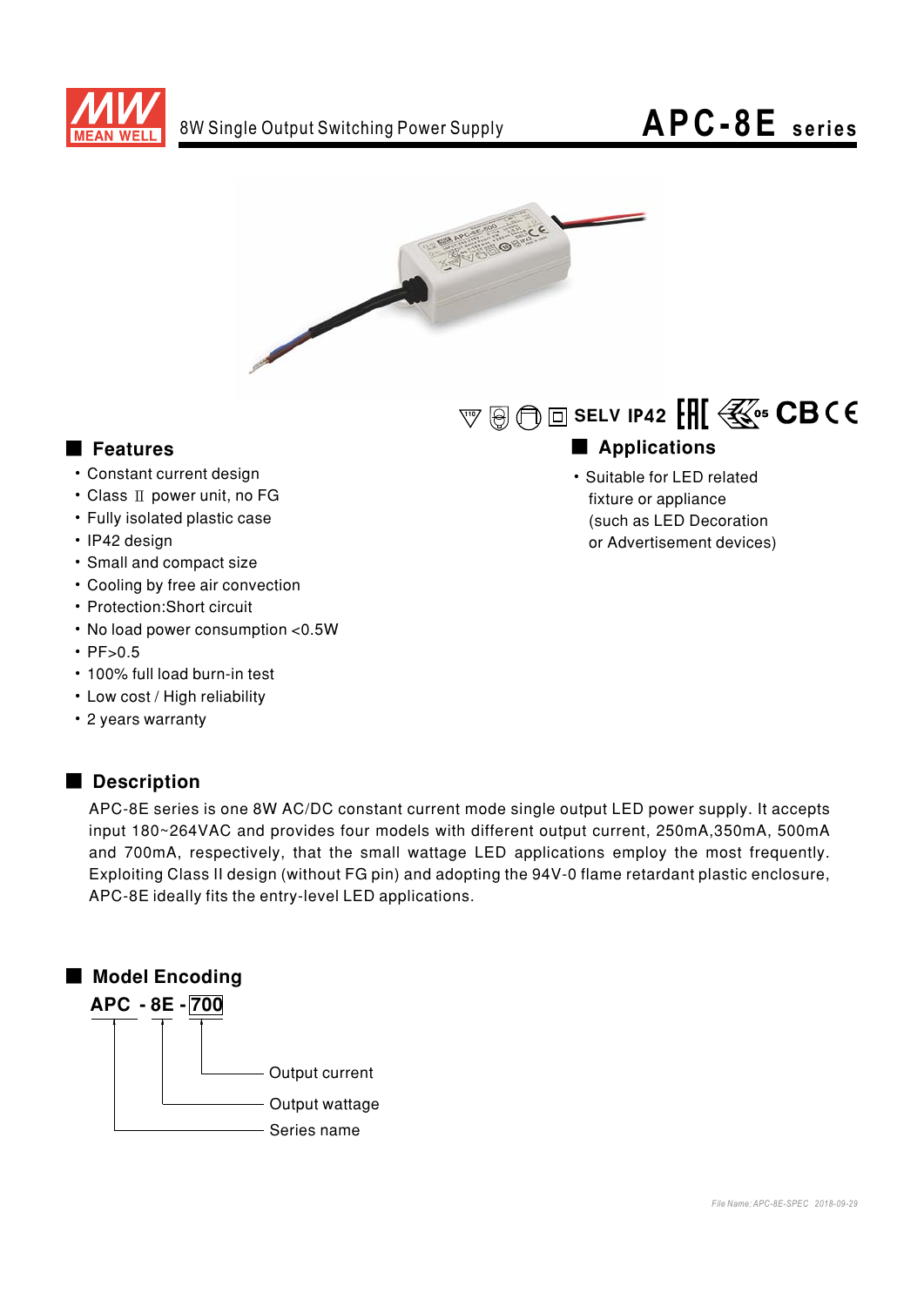# 8W Single Output Switching Power Supply

# APC-8E series

SELV IP42 CB CE

## Features

- Constant current design
- Class Ⅱ power unit, no FG
- Fully isolated plastic case
- IP42 design
- Small and compact size
- Cooling by free air convection
- Protection:Short circuit
- No load power consumption <0.5W
- PF>0.5
- 100% full load burn-in test
- Low cost / High reliability
- 2 years warranty

## Applications

- Suitable for LED related fixture or appliance (such as LED Decoration or Advertisement devices)

## Description

APC-8E series is one 8W AC/DC constant current mode single output LED power supply. It accepts input 180~264VAC and provides four models with different output current, 250mA,350mA, 500mA and 700mA, respectively, that the small wattage LED applications employ the most frequently. Exploiting Class II design (without FG pin) and adopting the 94V-0 flame retardant plastic enclosure, APC-8E ideally fits the entry-level LED applications.

## Model Encoding

**APC - 8E - 700**

- 700: Output current
- 8E: Output wattage
- APC: Series name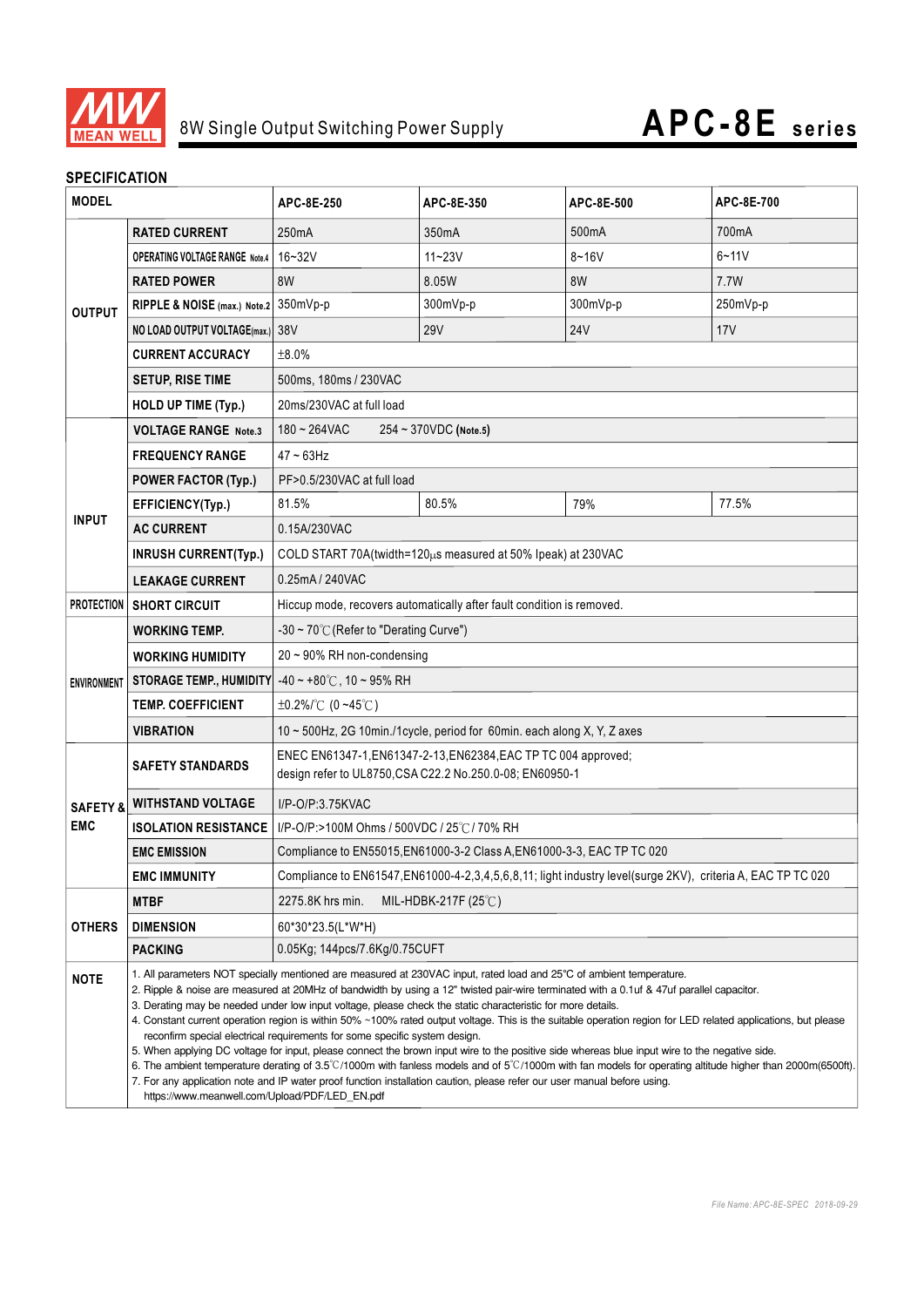# 8W Single Output Switching Power Supply — APC-8E series

## SPECIFICATION

| MODEL | | APC-8E-250 | APC-8E-350 | APC-8E-500 | APC-8E-700 |
|---|---|---|---|---|---|
| OUTPUT | RATED CURRENT | 250mA | 350mA | 500mA | 700mA |
| | OPERATING VOLTAGE RANGE Note.4 | 16~32V | 11~23V | 8~16V | 6~11V |
| | RATED POWER | 8W | 8.05W | 8W | 7.7W |
| | RIPPLE & NOISE (max.) Note.2 | 350mVp-p | 300mVp-p | 300mVp-p | 250mVp-p |
| | NO LOAD OUTPUT VOLTAGE(max.) | 38V | 29V | 24V | 17V |
| | CURRENT ACCURACY | ±8.0% | | | |
| | SETUP, RISE TIME | 500ms, 180ms / 230VAC | | | |
| | HOLD UP TIME (Typ.) | 20ms/230VAC at full load | | | |
| INPUT | VOLTAGE RANGE Note.3 | 180 ~ 264VAC 254 ~ 370VDC (Note.5) | | | |
| | FREQUENCY RANGE | 47 ~ 63Hz | | | |
| | POWER FACTOR (Typ.) | PF>0.5/230VAC at full load | | | |
| | EFFICIENCY(Typ.) | 81.5% | 80.5% | 79% | 77.5% |
| | AC CURRENT | 0.15A/230VAC | | | |
| | INRUSH CURRENT(Typ.) | COLD START 70A(twidth=120μs measured at 50% Ipeak) at 230VAC | | | |
| | LEAKAGE CURRENT | 0.25mA / 240VAC | | | |
| PROTECTION | SHORT CIRCUIT | Hiccup mode, recovers automatically after fault condition is removed. | | | |
| ENVIRONMENT | WORKING TEMP. | -30 ~ 70℃ (Refer to "Derating Curve") | | | |
| | WORKING HUMIDITY | 20 ~ 90% RH non-condensing | | | |
| | STORAGE TEMP., HUMIDITY | -40 ~ +80℃, 10 ~ 95% RH | | | |
| | TEMP. COEFFICIENT | ±0.2%/℃ (0 ~45℃) | | | |
| | VIBRATION | 10 ~ 500Hz, 2G 10min./1cycle, period for 60min. each along X, Y, Z axes | | | |
| SAFETY & EMC | SAFETY STANDARDS | ENEC EN61347-1,EN61347-2-13,EN62384,EAC TP TC 004 approved; design refer to UL8750,CSA C22.2 No.250.0-08; EN60950-1 | | | |
| | WITHSTAND VOLTAGE | I/P-O/P:3.75KVAC | | | |
| | ISOLATION RESISTANCE | I/P-O/P:>100M Ohms / 500VDC / 25℃ / 70% RH | | | |
| | EMC EMISSION | Compliance to EN55015,EN61000-3-2 Class A,EN61000-3-3, EAC TP TC 020 | | | |
| | EMC IMMUNITY | Compliance to EN61547,EN61000-4-2,3,4,5,6,8,11; light industry level(surge 2KV), criteria A, EAC TP TC 020 | | | |
| OTHERS | MTBF | 2275.8K hrs min. MIL-HDBK-217F (25℃) | | | |
| | DIMENSION | 60*30*23.5(L*W*H) | | | |
| | PACKING | 0.05Kg; 144pcs/7.6Kg/0.75CUFT | | | |

**NOTE**

1. All parameters NOT specially mentioned are measured at 230VAC input, rated load and 25℃ of ambient temperature.
2. Ripple & noise are measured at 20MHz of bandwidth by using a 12" twisted pair-wire terminated with a 0.1uf & 47uf parallel capacitor.
3. Derating may be needed under low input voltage, please check the static characteristic for more details.
4. Constant current operation region is within 50% ~100% rated output voltage. This is the suitable operation region for LED related applications, but please reconfirm special electrical requirements for some specific system design.
5. When applying DC voltage for input, please connect the brown input wire to the positive side whereas blue input wire to the negative side.
6. The ambient temperature derating of 3.5℃/1000m with fanless models and of 5℃/1000m with fan models for operating altitude higher than 2000m(6500ft).
7. For any application note and IP water proof function installation caution, please refer our user manual before using. https://www.meanwell.com/Upload/PDF/LED_EN.pdf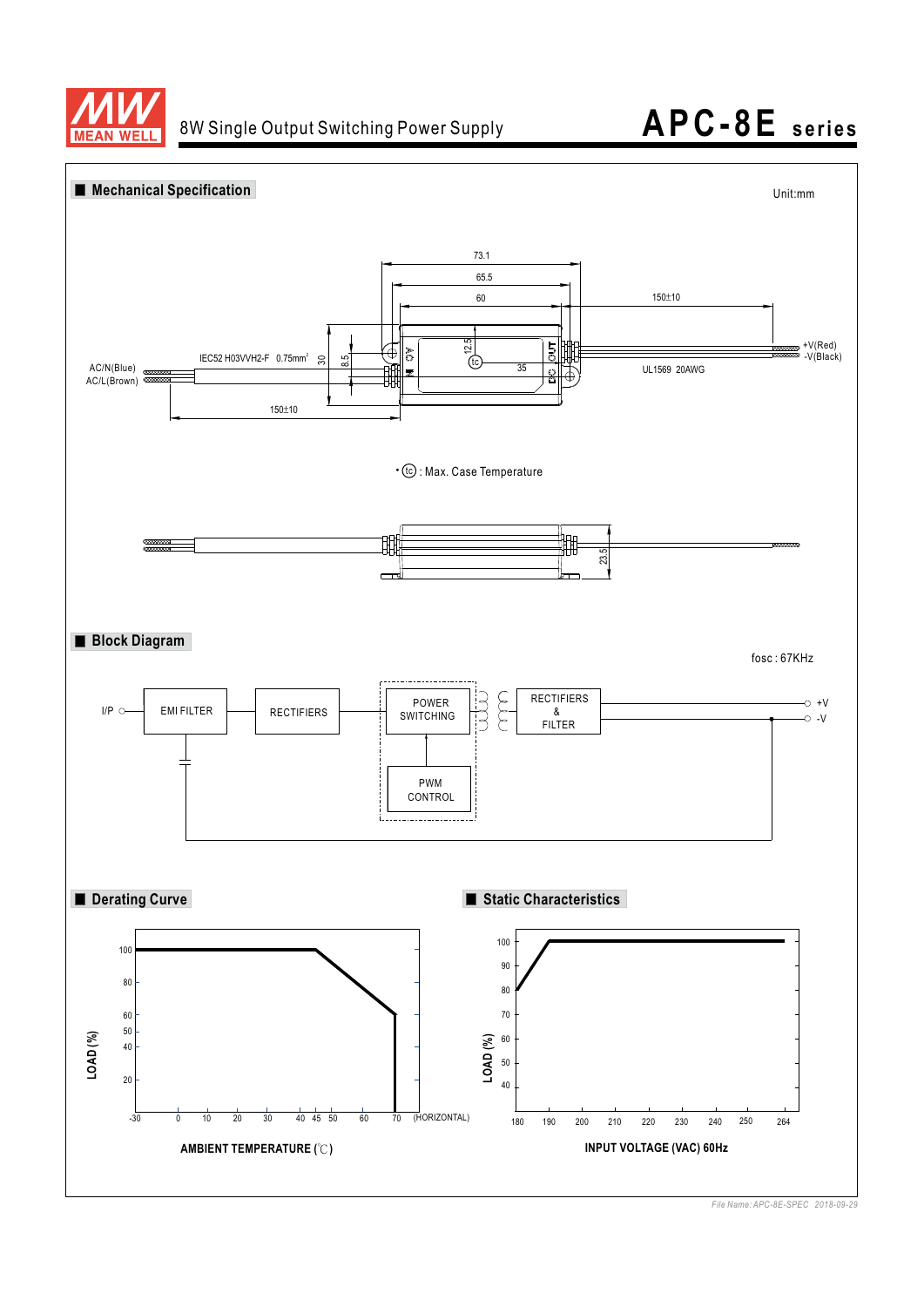## Mechanical Specification

Unit:mm

73.1
65.5
60
150±10
12.5
35
30
8.5
+V(Red)
-V(Black)
AC/N(Blue)
AC/L(Brown)
IEC52 H03VVH2-F 0.75mm²
UL1569 20AWG
150±10
AC IN
DC OUT

• (tc) : Max. Case Temperature

23.5

## Block Diagram

fosc : 67KHz

I/P
EMI FILTER
RECTIFIERS
POWER SWITCHING
PWM CONTROL
RECTIFIERS & FILTER
+V
-V

## Derating Curve

LOAD (%)
100
80
60
50
40
20
-30
0
10
20
30
40
45
50
60
70
(HORIZONTAL)
AMBIENT TEMPERATURE (℃)

## Static Characteristics

LOAD (%)
100
90
80
70
60
50
40
180
190
200
210
220
230
240
250
264
INPUT VOLTAGE (VAC) 60Hz

*File Name: APC-8E-SPEC 2018-09-29*